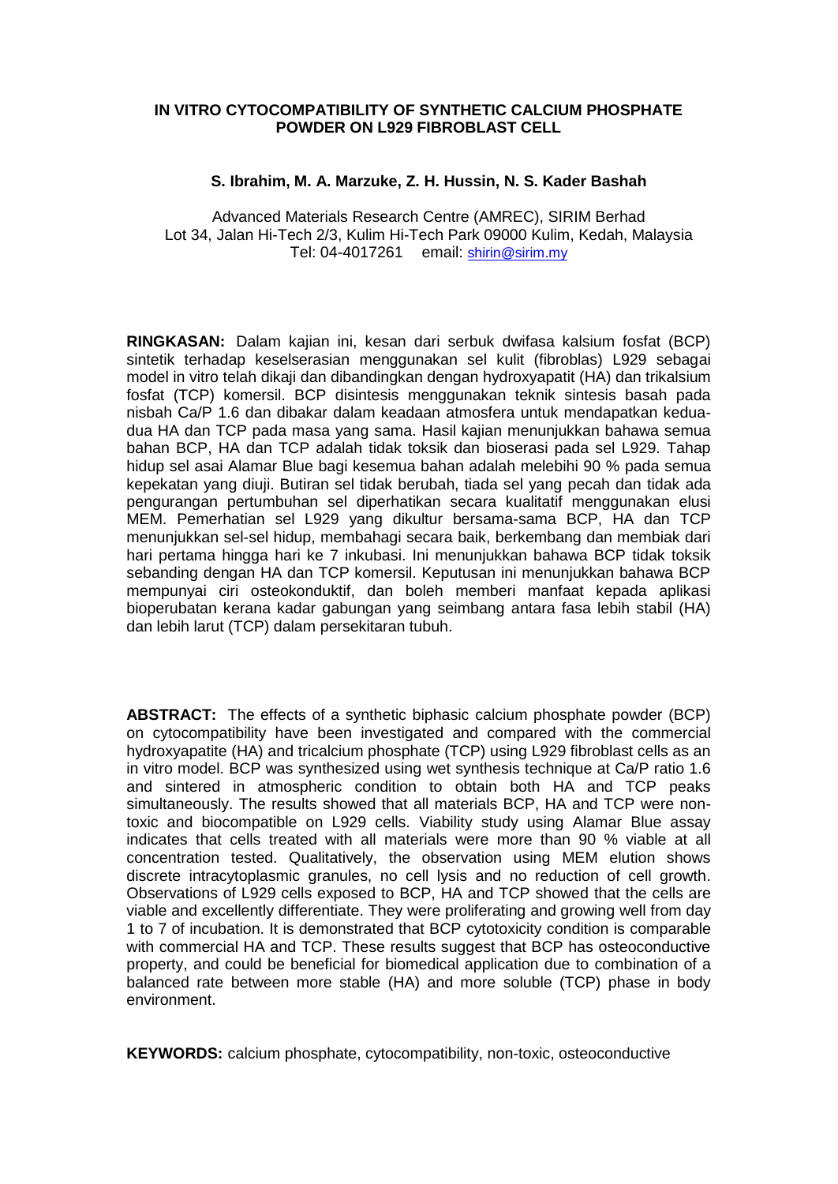# IN VITRO CYTOCOMPATIBILITY OF SYNTHETIC CALCIUM PHOSPHATE POWDER ON L929 FIBROBLAST CELL

**S. Ibrahim, M. A. Marzuke, Z. H. Hussin, N. S. Kader Bashah**

Advanced Materials Research Centre (AMREC), SIRIM Berhad
Lot 34, Jalan Hi-Tech 2/3, Kulim Hi-Tech Park 09000 Kulim, Kedah, Malaysia
Tel: 04-4017261 email: shirin@sirim.my

**RINGKASAN:** Dalam kajian ini, kesan dari serbuk dwifasa kalsium fosfat (BCP) sintetik terhadap keselserasian menggunakan sel kulit (fibroblas) L929 sebagai model in vitro telah dikaji dan dibandingkan dengan hydroxyapatit (HA) dan trikalsium fosfat (TCP) komersil. BCP disintesis menggunakan teknik sintesis basah pada nisbah Ca/P 1.6 dan dibakar dalam keadaan atmosfera untuk mendapatkan kedua-dua HA dan TCP pada masa yang sama. Hasil kajian menunjukkan bahawa semua bahan BCP, HA dan TCP adalah tidak toksik dan bioserasi pada sel L929. Tahap hidup sel asai Alamar Blue bagi kesemua bahan adalah melebihi 90 % pada semua kepekatan yang diuji. Butiran sel tidak berubah, tiada sel yang pecah dan tidak ada pengurangan pertumbuhan sel diperhatikan secara kualitatif menggunakan elusi MEM. Pemerhatian sel L929 yang dikultur bersama-sama BCP, HA dan TCP menunjukkan sel-sel hidup, membahagi secara baik, berkembang dan membiak dari hari pertama hingga hari ke 7 inkubasi. Ini menunjukkan bahawa BCP tidak toksik sebanding dengan HA dan TCP komersil. Keputusan ini menunjukkan bahawa BCP mempunyai ciri osteokonduktif, dan boleh memberi manfaat kepada aplikasi bioperubatan kerana kadar gabungan yang seimbang antara fasa lebih stabil (HA) dan lebih larut (TCP) dalam persekitaran tubuh.

**ABSTRACT:** The effects of a synthetic biphasic calcium phosphate powder (BCP) on cytocompatibility have been investigated and compared with the commercial hydroxyapatite (HA) and tricalcium phosphate (TCP) using L929 fibroblast cells as an in vitro model. BCP was synthesized using wet synthesis technique at Ca/P ratio 1.6 and sintered in atmospheric condition to obtain both HA and TCP peaks simultaneously. The results showed that all materials BCP, HA and TCP were non-toxic and biocompatible on L929 cells. Viability study using Alamar Blue assay indicates that cells treated with all materials were more than 90 % viable at all concentration tested. Qualitatively, the observation using MEM elution shows discrete intracytoplasmic granules, no cell lysis and no reduction of cell growth. Observations of L929 cells exposed to BCP, HA and TCP showed that the cells are viable and excellently differentiate. They were proliferating and growing well from day 1 to 7 of incubation. It is demonstrated that BCP cytotoxicity condition is comparable with commercial HA and TCP. These results suggest that BCP has osteoconductive property, and could be beneficial for biomedical application due to combination of a balanced rate between more stable (HA) and more soluble (TCP) phase in body environment.

**KEYWORDS:** calcium phosphate, cytocompatibility, non-toxic, osteoconductive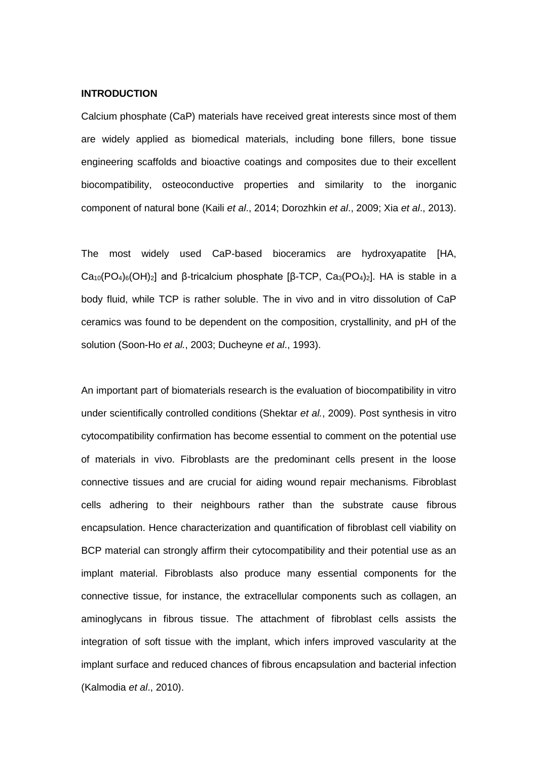**INTRODUCTION**

Calcium phosphate (CaP) materials have received great interests since most of them are widely applied as biomedical materials, including bone fillers, bone tissue engineering scaffolds and bioactive coatings and composites due to their excellent biocompatibility, osteoconductive properties and similarity to the inorganic component of natural bone (Kaili *et al*., 2014; Dorozhkin *et al*., 2009; Xia *et al*., 2013).

The most widely used CaP-based bioceramics are hydroxyapatite [HA, $Ca_{10}(PO_4)_6(OH)_2$] and β-tricalcium phosphate [β-TCP, $Ca_3(PO_4)_2$]. HA is stable in a body fluid, while TCP is rather soluble. The in vivo and in vitro dissolution of CaP ceramics was found to be dependent on the composition, crystallinity, and pH of the solution (Soon-Ho *et al.*, 2003; Ducheyne *et al*., 1993).

An important part of biomaterials research is the evaluation of biocompatibility in vitro under scientifically controlled conditions (Shektar *et al.*, 2009). Post synthesis in vitro cytocompatibility confirmation has become essential to comment on the potential use of materials in vivo. Fibroblasts are the predominant cells present in the loose connective tissues and are crucial for aiding wound repair mechanisms. Fibroblast cells adhering to their neighbours rather than the substrate cause fibrous encapsulation. Hence characterization and quantification of fibroblast cell viability on BCP material can strongly affirm their cytocompatibility and their potential use as an implant material. Fibroblasts also produce many essential components for the connective tissue, for instance, the extracellular components such as collagen, an aminoglycans in fibrous tissue. The attachment of fibroblast cells assists the integration of soft tissue with the implant, which infers improved vascularity at the implant surface and reduced chances of fibrous encapsulation and bacterial infection (Kalmodia *et al*., 2010).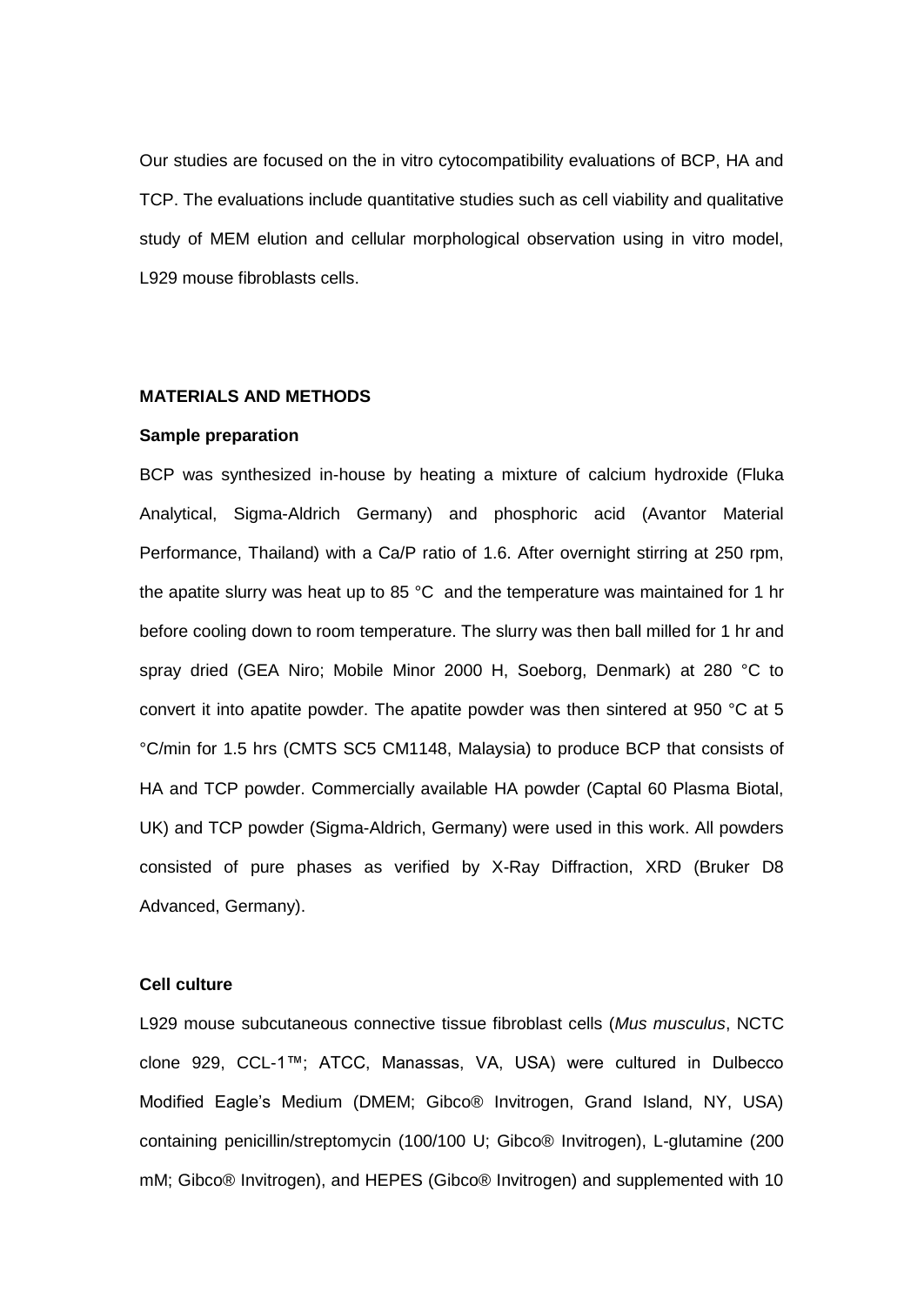Our studies are focused on the in vitro cytocompatibility evaluations of BCP, HA and TCP. The evaluations include quantitative studies such as cell viability and qualitative study of MEM elution and cellular morphological observation using in vitro model, L929 mouse fibroblasts cells.

## MATERIALS AND METHODS

### Sample preparation

BCP was synthesized in-house by heating a mixture of calcium hydroxide (Fluka Analytical, Sigma-Aldrich Germany) and phosphoric acid (Avantor Material Performance, Thailand) with a Ca/P ratio of 1.6. After overnight stirring at 250 rpm, the apatite slurry was heat up to 85 °C and the temperature was maintained for 1 hr before cooling down to room temperature. The slurry was then ball milled for 1 hr and spray dried (GEA Niro; Mobile Minor 2000 H, Soeborg, Denmark) at 280 °C to convert it into apatite powder. The apatite powder was then sintered at 950 °C at 5 °C/min for 1.5 hrs (CMTS SC5 CM1148, Malaysia) to produce BCP that consists of HA and TCP powder. Commercially available HA powder (Captal 60 Plasma Biotal, UK) and TCP powder (Sigma-Aldrich, Germany) were used in this work. All powders consisted of pure phases as verified by X-Ray Diffraction, XRD (Bruker D8 Advanced, Germany).

### Cell culture

L929 mouse subcutaneous connective tissue fibroblast cells (*Mus musculus*, NCTC clone 929, CCL-1™; ATCC, Manassas, VA, USA) were cultured in Dulbecco Modified Eagle's Medium (DMEM; Gibco® Invitrogen, Grand Island, NY, USA) containing penicillin/streptomycin (100/100 U; Gibco® Invitrogen), L-glutamine (200 mM; Gibco® Invitrogen), and HEPES (Gibco® Invitrogen) and supplemented with 10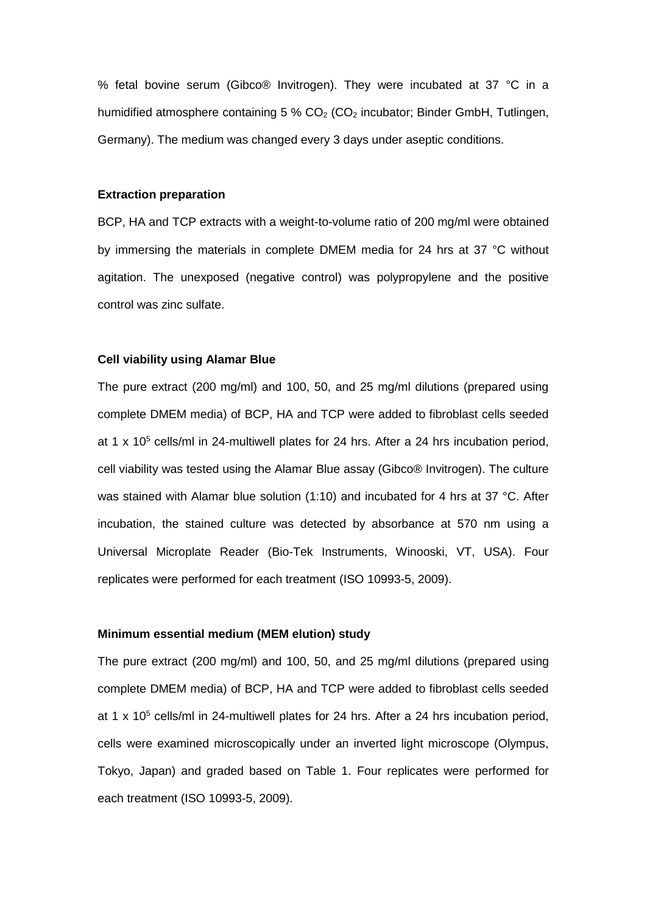% fetal bovine serum (Gibco® Invitrogen). They were incubated at 37 °C in a humidified atmosphere containing 5 % $CO_2$ ($CO_2$ incubator; Binder GmbH, Tutlingen, Germany). The medium was changed every 3 days under aseptic conditions.

**Extraction preparation**

BCP, HA and TCP extracts with a weight-to-volume ratio of 200 mg/ml were obtained by immersing the materials in complete DMEM media for 24 hrs at 37 °C without agitation. The unexposed (negative control) was polypropylene and the positive control was zinc sulfate.

**Cell viability using Alamar Blue**

The pure extract (200 mg/ml) and 100, 50, and 25 mg/ml dilutions (prepared using complete DMEM media) of BCP, HA and TCP were added to fibroblast cells seeded at 1 x $10^5$ cells/ml in 24-multiwell plates for 24 hrs. After a 24 hrs incubation period, cell viability was tested using the Alamar Blue assay (Gibco® Invitrogen). The culture was stained with Alamar blue solution (1:10) and incubated for 4 hrs at 37 °C. After incubation, the stained culture was detected by absorbance at 570 nm using a Universal Microplate Reader (Bio-Tek Instruments, Winooski, VT, USA). Four replicates were performed for each treatment (ISO 10993-5, 2009).

**Minimum essential medium (MEM elution) study**

The pure extract (200 mg/ml) and 100, 50, and 25 mg/ml dilutions (prepared using complete DMEM media) of BCP, HA and TCP were added to fibroblast cells seeded at 1 x $10^5$ cells/ml in 24-multiwell plates for 24 hrs. After a 24 hrs incubation period, cells were examined microscopically under an inverted light microscope (Olympus, Tokyo, Japan) and graded based on Table 1. Four replicates were performed for each treatment (ISO 10993-5, 2009).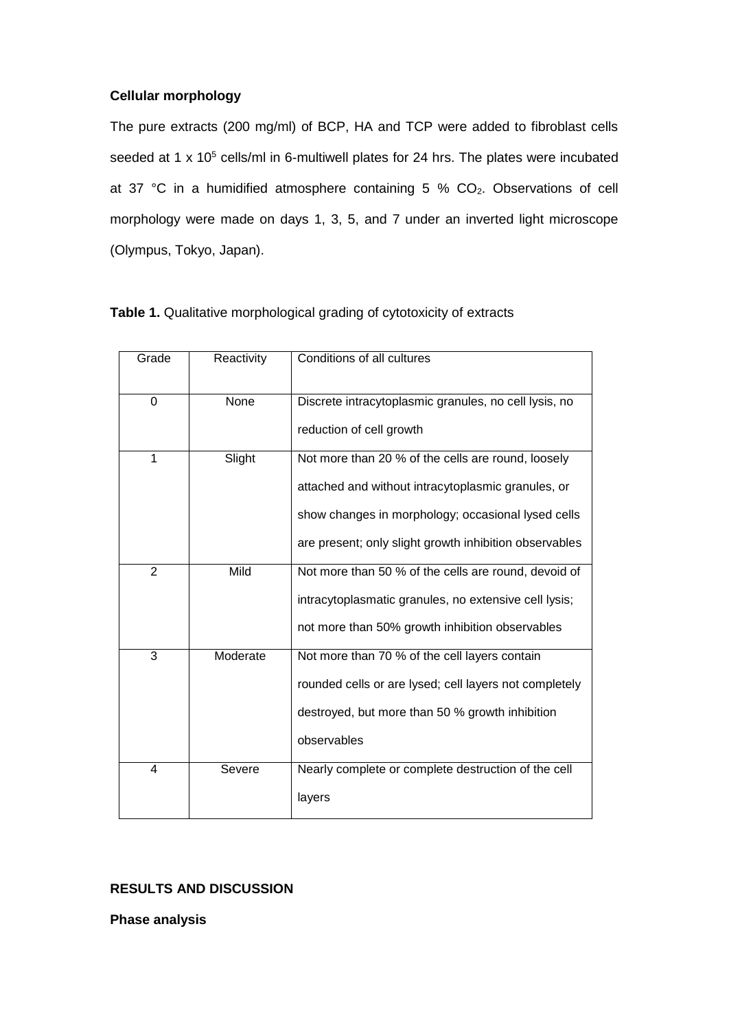**Cellular morphology**

The pure extracts (200 mg/ml) of BCP, HA and TCP were added to fibroblast cells seeded at 1 x $10^5$ cells/ml in 6-multiwell plates for 24 hrs. The plates were incubated at 37 °C in a humidified atmosphere containing 5 % $CO_2$. Observations of cell morphology were made on days 1, 3, 5, and 7 under an inverted light microscope (Olympus, Tokyo, Japan).

**Table 1.** Qualitative morphological grading of cytotoxicity of extracts

| Grade | Reactivity | Conditions of all cultures |
|---|---|---|
| 0 | None | Discrete intracytoplasmic granules, no cell lysis, no reduction of cell growth |
| 1 | Slight | Not more than 20 % of the cells are round, loosely attached and without intracytoplasmic granules, or show changes in morphology; occasional lysed cells are present; only slight growth inhibition observables |
| 2 | Mild | Not more than 50 % of the cells are round, devoid of intracytoplasmatic granules, no extensive cell lysis; not more than 50% growth inhibition observables |
| 3 | Moderate | Not more than 70 % of the cell layers contain rounded cells or are lysed; cell layers not completely destroyed, but more than 50 % growth inhibition observables |
| 4 | Severe | Nearly complete or complete destruction of the cell layers |

**RESULTS AND DISCUSSION**

**Phase analysis**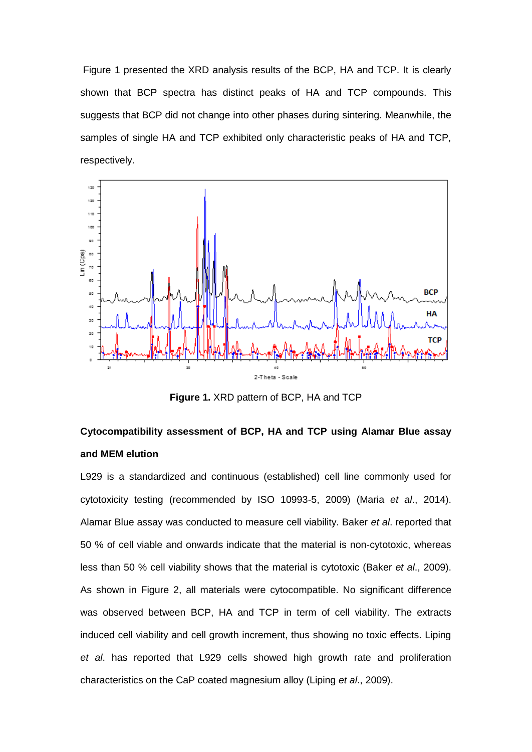Figure 1 presented the XRD analysis results of the BCP, HA and TCP. It is clearly shown that BCP spectra has distinct peaks of HA and TCP compounds. This suggests that BCP did not change into other phases during sintering. Meanwhile, the samples of single HA and TCP exhibited only characteristic peaks of HA and TCP, respectively.

**Figure 1.** XRD pattern of BCP, HA and TCP

**Cytocompatibility assessment of BCP, HA and TCP using Alamar Blue assay and MEM elution**

L929 is a standardized and continuous (established) cell line commonly used for cytotoxicity testing (recommended by ISO 10993-5, 2009) (Maria *et al*., 2014). Alamar Blue assay was conducted to measure cell viability. Baker *et al*. reported that 50 % of cell viable and onwards indicate that the material is non-cytotoxic, whereas less than 50 % cell viability shows that the material is cytotoxic (Baker *et al*., 2009). As shown in Figure 2, all materials were cytocompatible. No significant difference was observed between BCP, HA and TCP in term of cell viability. The extracts induced cell viability and cell growth increment, thus showing no toxic effects. Liping *et al*. has reported that L929 cells showed high growth rate and proliferation characteristics on the CaP coated magnesium alloy (Liping *et al*., 2009).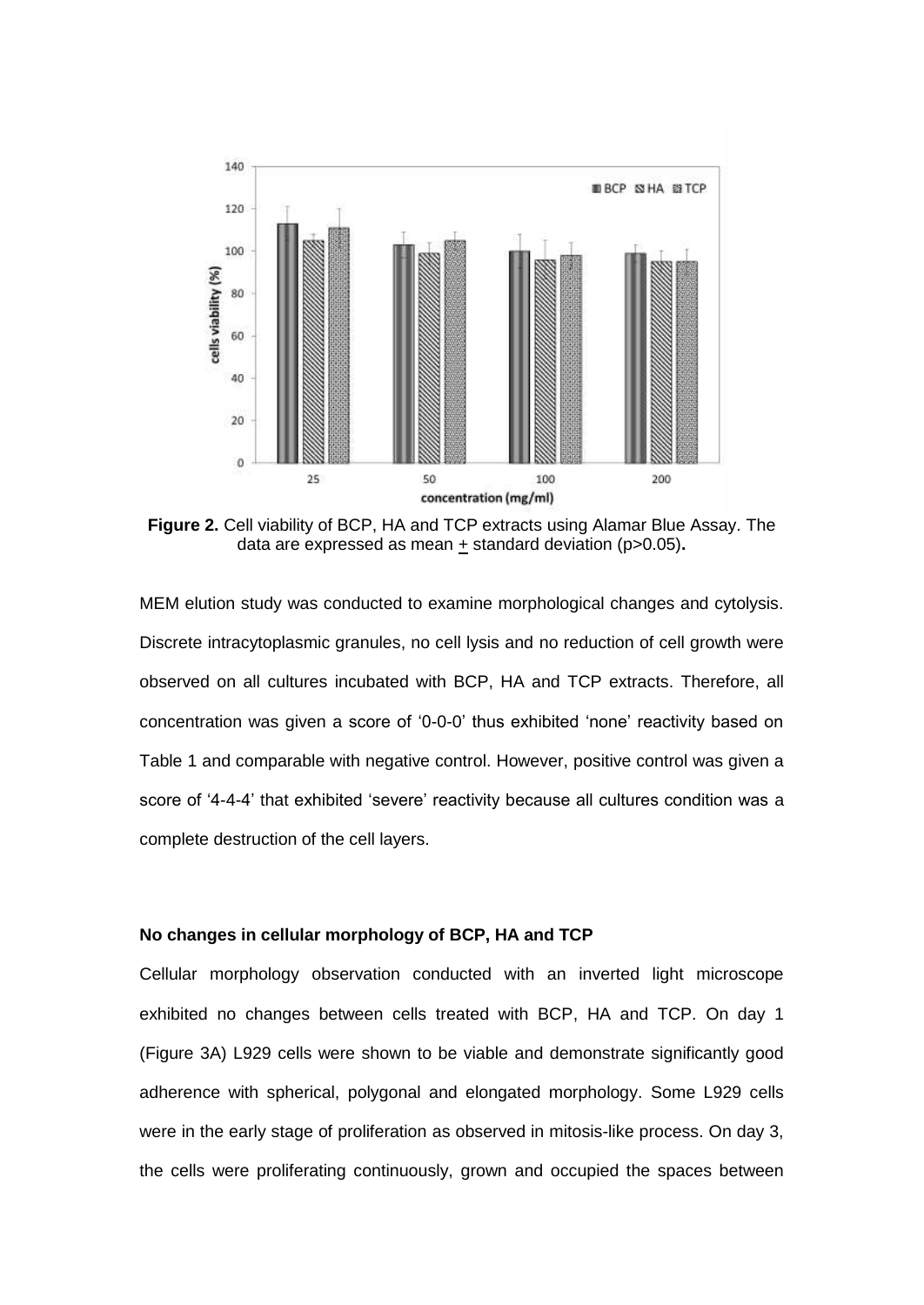**Figure 2.** Cell viability of BCP, HA and TCP extracts using Alamar Blue Assay. The data are expressed as mean + standard deviation (p>0.05).

MEM elution study was conducted to examine morphological changes and cytolysis. Discrete intracytoplasmic granules, no cell lysis and no reduction of cell growth were observed on all cultures incubated with BCP, HA and TCP extracts. Therefore, all concentration was given a score of '0-0-0' thus exhibited 'none' reactivity based on Table 1 and comparable with negative control. However, positive control was given a score of '4-4-4' that exhibited 'severe' reactivity because all cultures condition was a complete destruction of the cell layers.

**No changes in cellular morphology of BCP, HA and TCP**

Cellular morphology observation conducted with an inverted light microscope exhibited no changes between cells treated with BCP, HA and TCP. On day 1 (Figure 3A) L929 cells were shown to be viable and demonstrate significantly good adherence with spherical, polygonal and elongated morphology. Some L929 cells were in the early stage of proliferation as observed in mitosis-like process. On day 3, the cells were proliferating continuously, grown and occupied the spaces between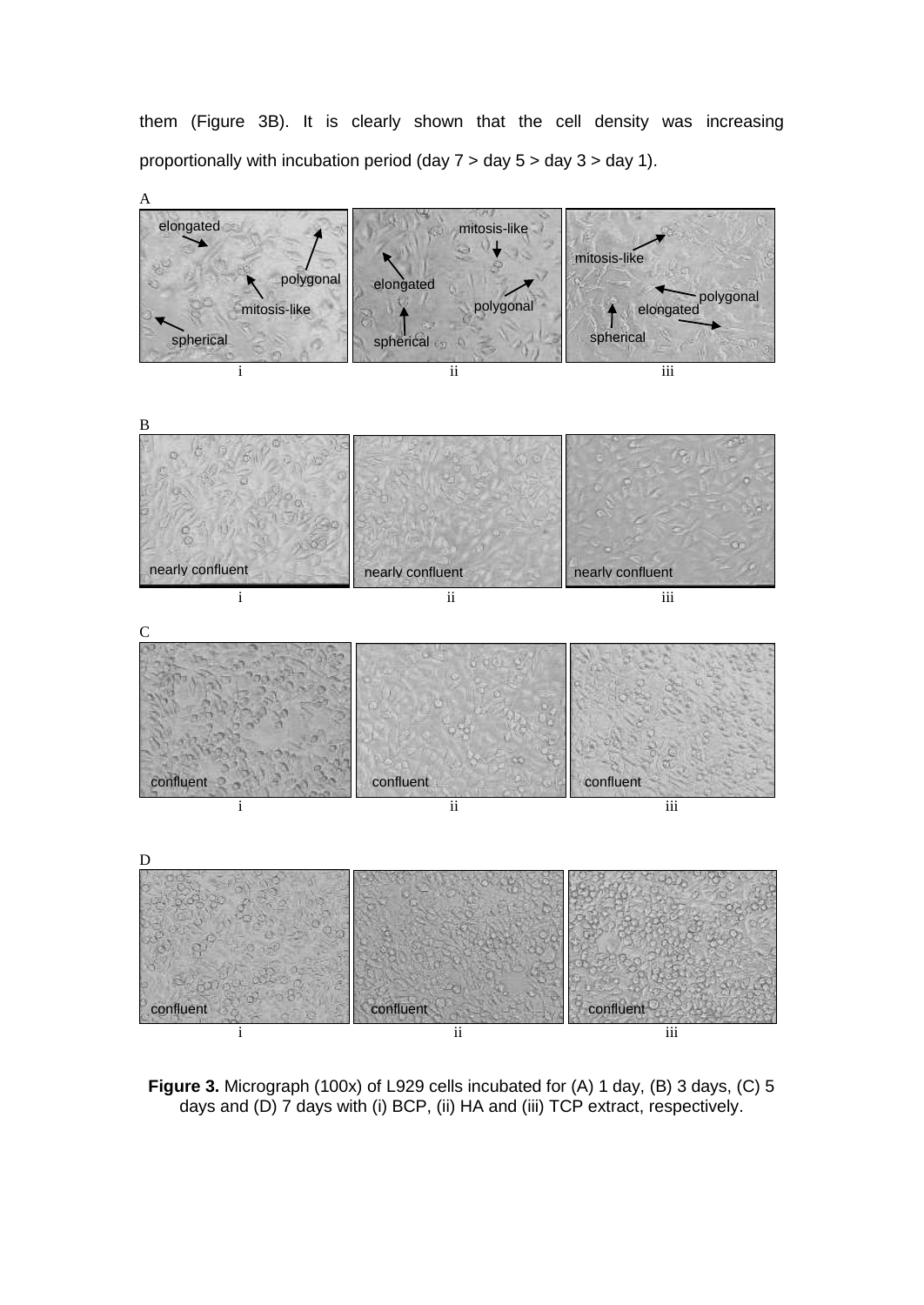them (Figure 3B). It is clearly shown that the cell density was increasing proportionally with incubation period (day 7 > day 5 > day 3 > day 1).

**Figure 3.** Micrograph (100x) of L929 cells incubated for (A) 1 day, (B) 3 days, (C) 5 days and (D) 7 days with (i) BCP, (ii) HA and (iii) TCP extract, respectively.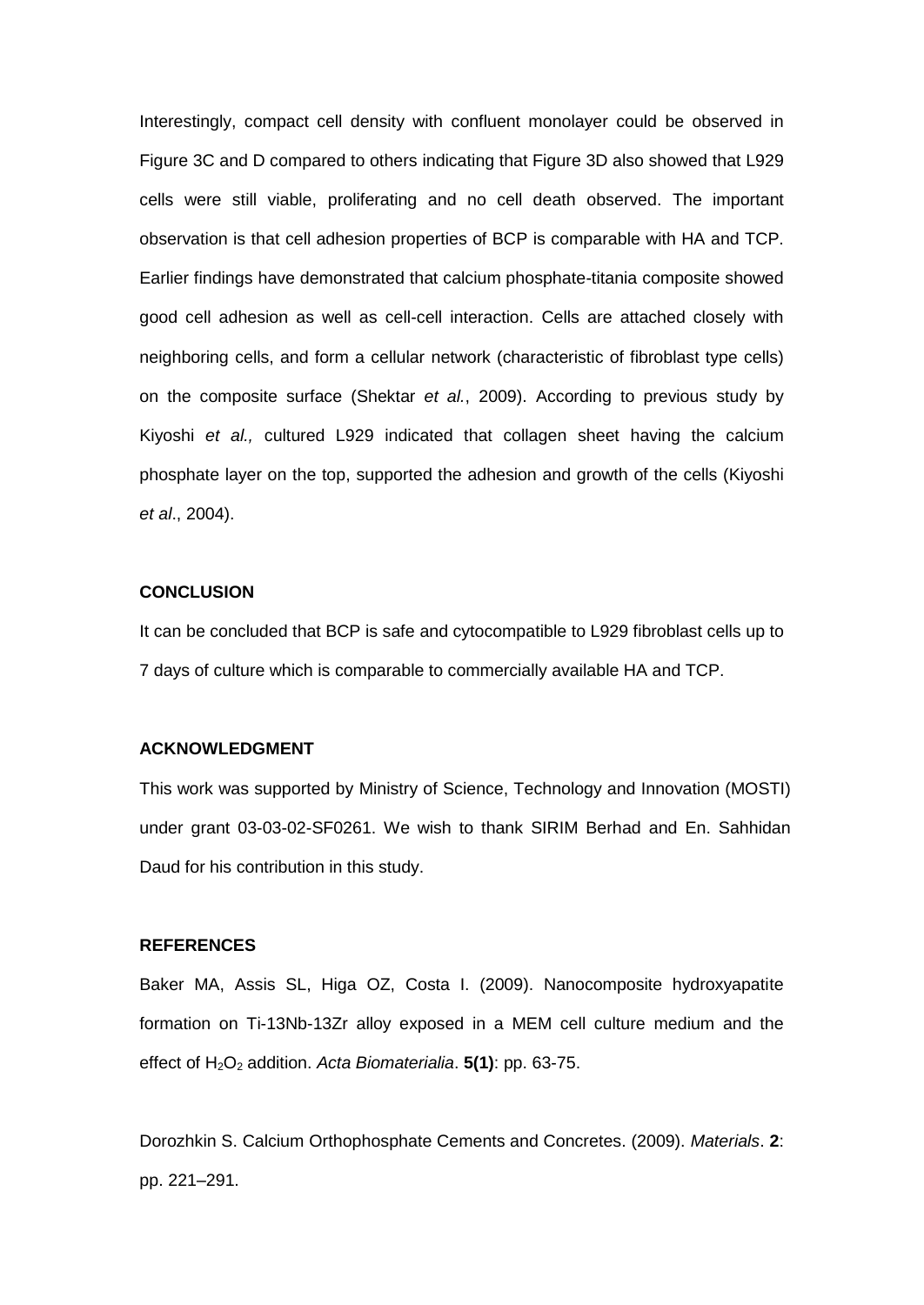Interestingly, compact cell density with confluent monolayer could be observed in Figure 3C and D compared to others indicating that Figure 3D also showed that L929 cells were still viable, proliferating and no cell death observed. The important observation is that cell adhesion properties of BCP is comparable with HA and TCP. Earlier findings have demonstrated that calcium phosphate-titania composite showed good cell adhesion as well as cell-cell interaction. Cells are attached closely with neighboring cells, and form a cellular network (characteristic of fibroblast type cells) on the composite surface (Shektar *et al.*, 2009). According to previous study by Kiyoshi *et al.,* cultured L929 indicated that collagen sheet having the calcium phosphate layer on the top, supported the adhesion and growth of the cells (Kiyoshi *et al*., 2004).

**CONCLUSION**

It can be concluded that BCP is safe and cytocompatible to L929 fibroblast cells up to 7 days of culture which is comparable to commercially available HA and TCP.

**ACKNOWLEDGMENT**

This work was supported by Ministry of Science, Technology and Innovation (MOSTI) under grant 03-03-02-SF0261. We wish to thank SIRIM Berhad and En. Sahhidan Daud for his contribution in this study.

**REFERENCES**

Baker MA, Assis SL, Higa OZ, Costa I. (2009). Nanocomposite hydroxyapatite formation on Ti-13Nb-13Zr alloy exposed in a MEM cell culture medium and the effect of $H_2O_2$ addition. *Acta Biomaterialia*. **5(1)**: pp. 63-75.

Dorozhkin S. Calcium Orthophosphate Cements and Concretes. (2009). *Materials*. **2**: pp. 221–291.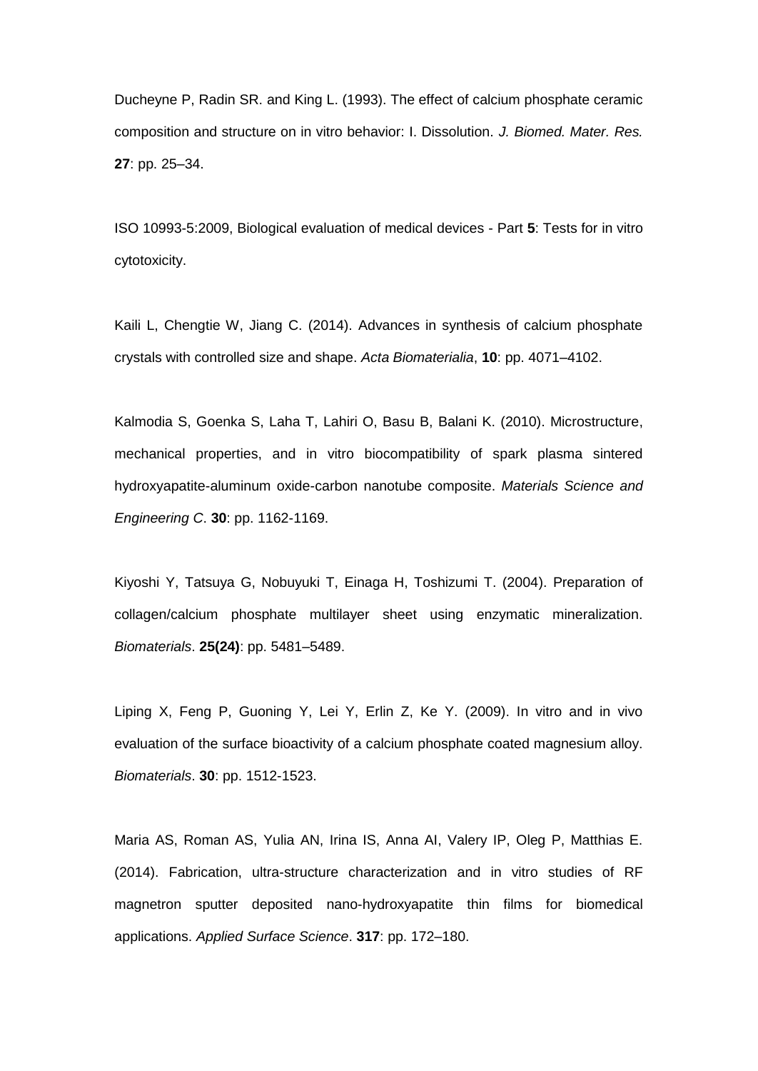Ducheyne P, Radin SR. and King L. (1993). The effect of calcium phosphate ceramic composition and structure on in vitro behavior: I. Dissolution. *J. Biomed. Mater. Res.* **27**: pp. 25–34.

ISO 10993-5:2009, Biological evaluation of medical devices - Part **5**: Tests for in vitro cytotoxicity.

Kaili L, Chengtie W, Jiang C. (2014). Advances in synthesis of calcium phosphate crystals with controlled size and shape. *Acta Biomaterialia*, **10**: pp. 4071–4102.

Kalmodia S, Goenka S, Laha T, Lahiri O, Basu B, Balani K. (2010). Microstructure, mechanical properties, and in vitro biocompatibility of spark plasma sintered hydroxyapatite-aluminum oxide-carbon nanotube composite. *Materials Science and Engineering C*. **30**: pp. 1162-1169.

Kiyoshi Y, Tatsuya G, Nobuyuki T, Einaga H, Toshizumi T. (2004). Preparation of collagen/calcium phosphate multilayer sheet using enzymatic mineralization. *Biomaterials*. **25(24)**: pp. 5481–5489.

Liping X, Feng P, Guoning Y, Lei Y, Erlin Z, Ke Y. (2009). In vitro and in vivo evaluation of the surface bioactivity of a calcium phosphate coated magnesium alloy. *Biomaterials*. **30**: pp. 1512-1523.

Maria AS, Roman AS, Yulia AN, Irina IS, Anna AI, Valery IP, Oleg P, Matthias E. (2014). Fabrication, ultra-structure characterization and in vitro studies of RF magnetron sputter deposited nano-hydroxyapatite thin films for biomedical applications. *Applied Surface Science*. **317**: pp. 172–180.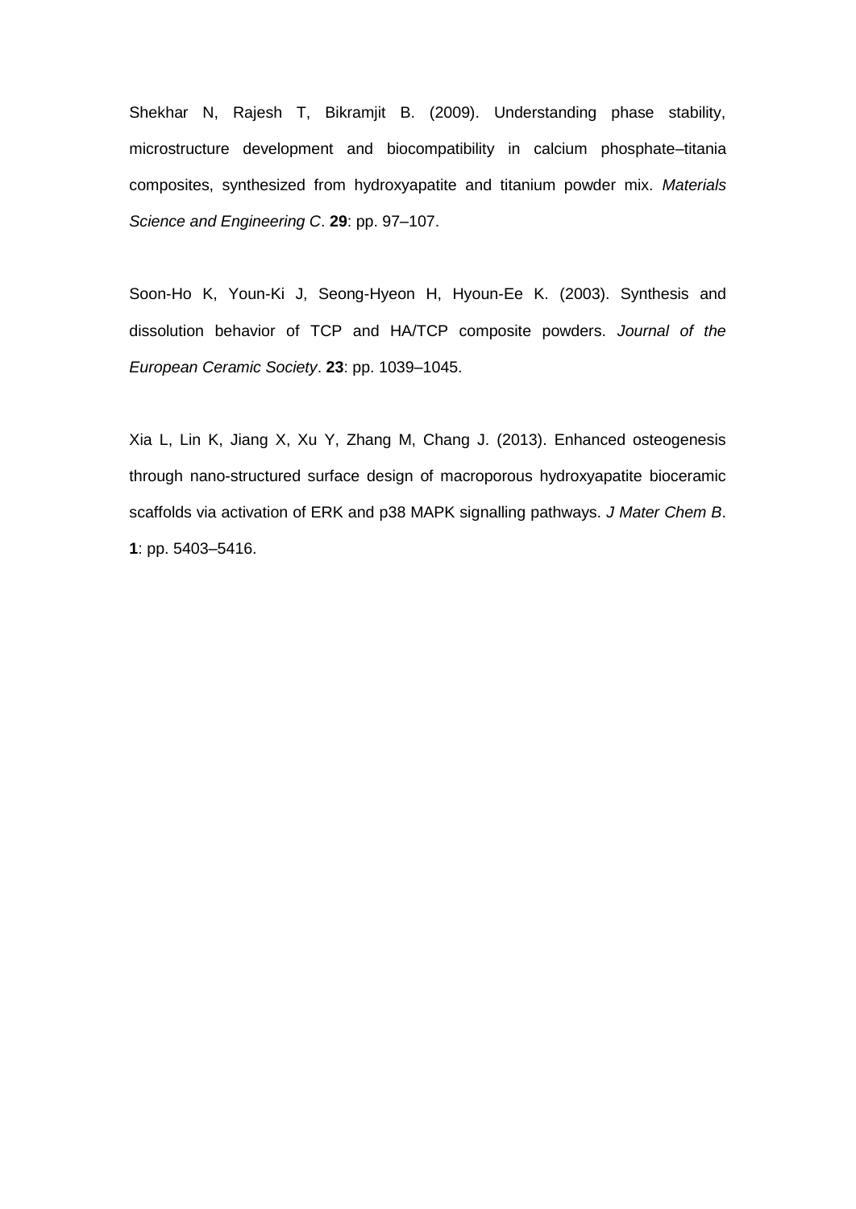Shekhar N, Rajesh T, Bikramjit B. (2009). Understanding phase stability, microstructure development and biocompatibility in calcium phosphate–titania composites, synthesized from hydroxyapatite and titanium powder mix. *Materials Science and Engineering C*. **29**: pp. 97–107.

Soon-Ho K, Youn-Ki J, Seong-Hyeon H, Hyoun-Ee K. (2003). Synthesis and dissolution behavior of TCP and HA/TCP composite powders. *Journal of the European Ceramic Society*. **23**: pp. 1039–1045.

Xia L, Lin K, Jiang X, Xu Y, Zhang M, Chang J. (2013). Enhanced osteogenesis through nano-structured surface design of macroporous hydroxyapatite bioceramic scaffolds via activation of ERK and p38 MAPK signalling pathways. *J Mater Chem B*. **1**: pp. 5403–5416.